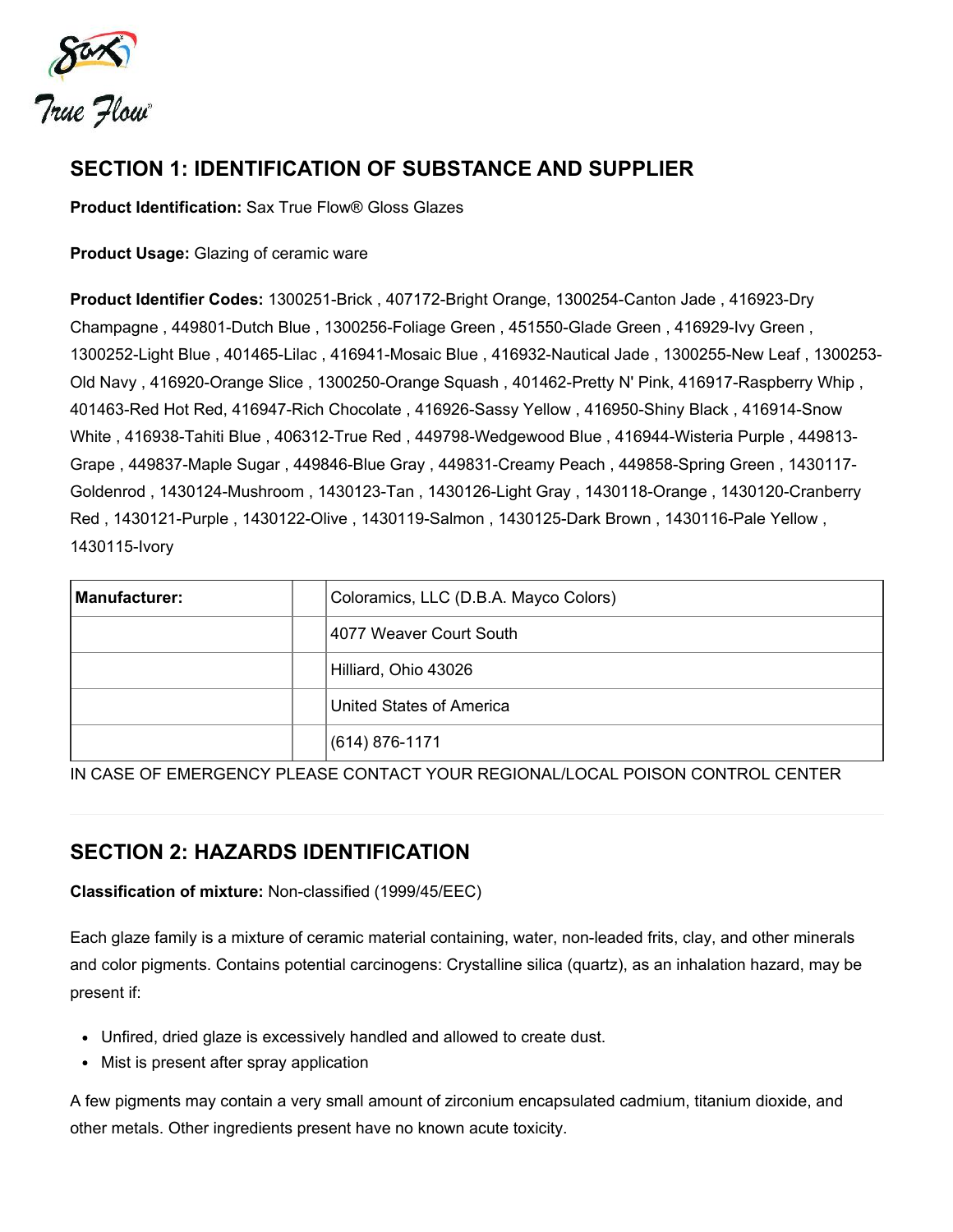## SECTION 1: IDENTIFICATION OF SUBSTANCE AND SUPPLIER

**Product Identification:** Sax True Flow® Gloss Glazes

**Product Usage:** Glazing of ceramic ware

**Product Identifier Codes:** 1300251-Brick , 407172-Bright Orange, 1300254-Canton Jade , 416923-Dry Champagne , 449801-Dutch Blue , 1300256-Foliage Green , 451550-Glade Green , 416929-Ivy Green , 1300252-Light Blue , 401465-Lilac , 416941-Mosaic Blue , 416932-Nautical Jade , 1300255-New Leaf , 1300253-Old Navy , 416920-Orange Slice , 1300250-Orange Squash , 401462-Pretty N' Pink, 416917-Raspberry Whip , 401463-Red Hot Red, 416947-Rich Chocolate , 416926-Sassy Yellow , 416950-Shiny Black , 416914-Snow White , 416938-Tahiti Blue , 406312-True Red , 449798-Wedgewood Blue , 416944-Wisteria Purple , 449813-Grape , 449837-Maple Sugar , 449846-Blue Gray , 449831-Creamy Peach , 449858-Spring Green , 1430117-Goldenrod , 1430124-Mushroom , 1430123-Tan , 1430126-Light Gray , 1430118-Orange , 1430120-Cranberry Red , 1430121-Purple , 1430122-Olive , 1430119-Salmon , 1430125-Dark Brown , 1430116-Pale Yellow , 1430115-Ivory

| **Manufacturer:** | | Coloramics, LLC (D.B.A. Mayco Colors) |
|---|---|---|
| | | 4077 Weaver Court South |
| | | Hilliard, Ohio 43026 |
| | | United States of America |
| | | (614) 876-1171 |

IN CASE OF EMERGENCY PLEASE CONTACT YOUR REGIONAL/LOCAL POISON CONTROL CENTER

## SECTION 2: HAZARDS IDENTIFICATION

**Classification of mixture:** Non-classified (1999/45/EEC)

Each glaze family is a mixture of ceramic material containing, water, non-leaded frits, clay, and other minerals and color pigments. Contains potential carcinogens: Crystalline silica (quartz), as an inhalation hazard, may be present if:

- Unfired, dried glaze is excessively handled and allowed to create dust.
- Mist is present after spray application

A few pigments may contain a very small amount of zirconium encapsulated cadmium, titanium dioxide, and other metals. Other ingredients present have no known acute toxicity.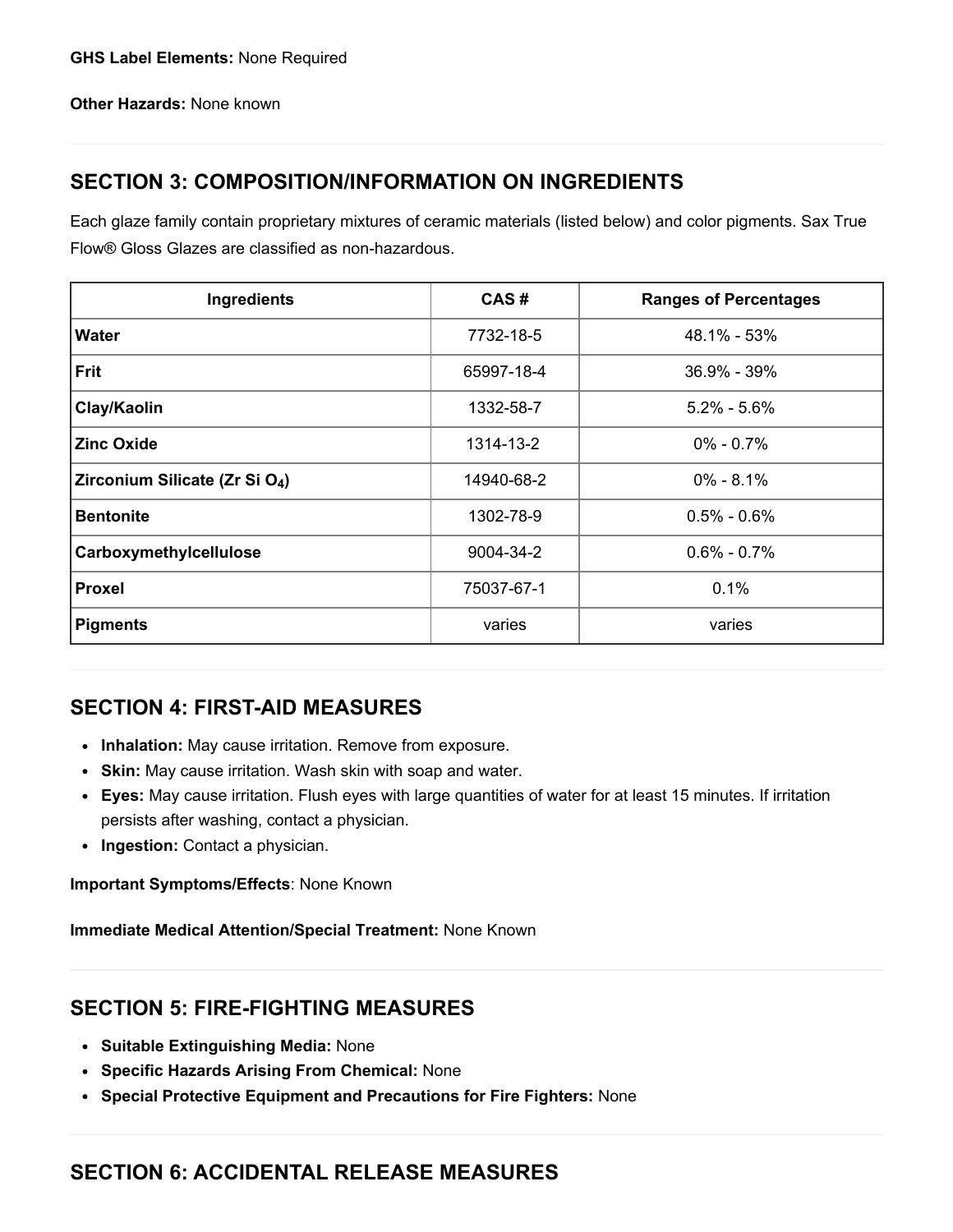**GHS Label Elements:** None Required

**Other Hazards:** None known

## SECTION 3: COMPOSITION/INFORMATION ON INGREDIENTS

Each glaze family contain proprietary mixtures of ceramic materials (listed below) and color pigments. Sax True Flow® Gloss Glazes are classified as non-hazardous.

| Ingredients | CAS # | Ranges of Percentages |
|---|---|---|
| **Water** | 7732-18-5 | 48.1% - 53% |
| **Frit** | 65997-18-4 | 36.9% - 39% |
| **Clay/Kaolin** | 1332-58-7 | 5.2% - 5.6% |
| **Zinc Oxide** | 1314-13-2 | 0% - 0.7% |
| **Zirconium Silicate ($Zr\ Si\ O_4$)** | 14940-68-2 | 0% - 8.1% |
| **Bentonite** | 1302-78-9 | 0.5% - 0.6% |
| **Carboxymethylcellulose** | 9004-34-2 | 0.6% - 0.7% |
| **Proxel** | 75037-67-1 | 0.1% |
| **Pigments** | varies | varies |

## SECTION 4: FIRST-AID MEASURES

- **Inhalation:** May cause irritation. Remove from exposure.
- **Skin:** May cause irritation. Wash skin with soap and water.
- **Eyes:** May cause irritation. Flush eyes with large quantities of water for at least 15 minutes. If irritation persists after washing, contact a physician.
- **Ingestion:** Contact a physician.

**Important Symptoms/Effects**: None Known

**Immediate Medical Attention/Special Treatment:** None Known

## SECTION 5: FIRE-FIGHTING MEASURES

- **Suitable Extinguishing Media:** None
- **Specific Hazards Arising From Chemical:** None
- **Special Protective Equipment and Precautions for Fire Fighters:** None

## SECTION 6: ACCIDENTAL RELEASE MEASURES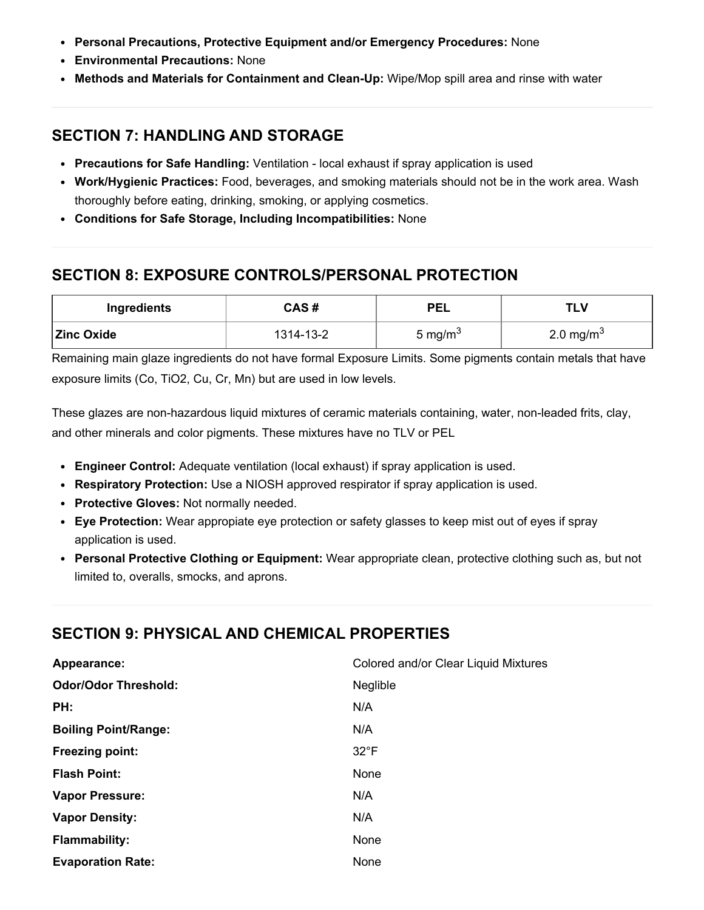- **Personal Precautions, Protective Equipment and/or Emergency Procedures:** None
- **Environmental Precautions:** None
- **Methods and Materials for Containment and Clean-Up:** Wipe/Mop spill area and rinse with water

## SECTION 7: HANDLING AND STORAGE

- **Precautions for Safe Handling:** Ventilation - local exhaust if spray application is used
- **Work/Hygienic Practices:** Food, beverages, and smoking materials should not be in the work area. Wash thoroughly before eating, drinking, smoking, or applying cosmetics.
- **Conditions for Safe Storage, Including Incompatibilities:** None

## SECTION 8: EXPOSURE CONTROLS/PERSONAL PROTECTION

| Ingredients | CAS # | PEL | TLV |
|---|---|---|---|
| **Zinc Oxide** | 1314-13-2 | 5 $mg/m^3$ | 2.0 $mg/m^3$ |

Remaining main glaze ingredients do not have formal Exposure Limits. Some pigments contain metals that have exposure limits (Co, $TiO_2$, Cu, Cr, Mn) but are used in low levels.

These glazes are non-hazardous liquid mixtures of ceramic materials containing, water, non-leaded frits, clay, and other minerals and color pigments. These mixtures have no TLV or PEL

- **Engineer Control:** Adequate ventilation (local exhaust) if spray application is used.
- **Respiratory Protection:** Use a NIOSH approved respirator if spray application is used.
- **Protective Gloves:** Not normally needed.
- **Eye Protection:** Wear appropiate eye protection or safety glasses to keep mist out of eyes if spray application is used.
- **Personal Protective Clothing or Equipment:** Wear appropriate clean, protective clothing such as, but not limited to, overalls, smocks, and aprons.

## SECTION 9: PHYSICAL AND CHEMICAL PROPERTIES

| | |
|---|---|
| **Appearance:** | Colored and/or Clear Liquid Mixtures |
| **Odor/Odor Threshold:** | Neglible |
| **PH:** | N/A |
| **Boiling Point/Range:** | N/A |
| **Freezing point:** | 32°F |
| **Flash Point:** | None |
| **Vapor Pressure:** | N/A |
| **Vapor Density:** | N/A |
| **Flammability:** | None |
| **Evaporation Rate:** | None |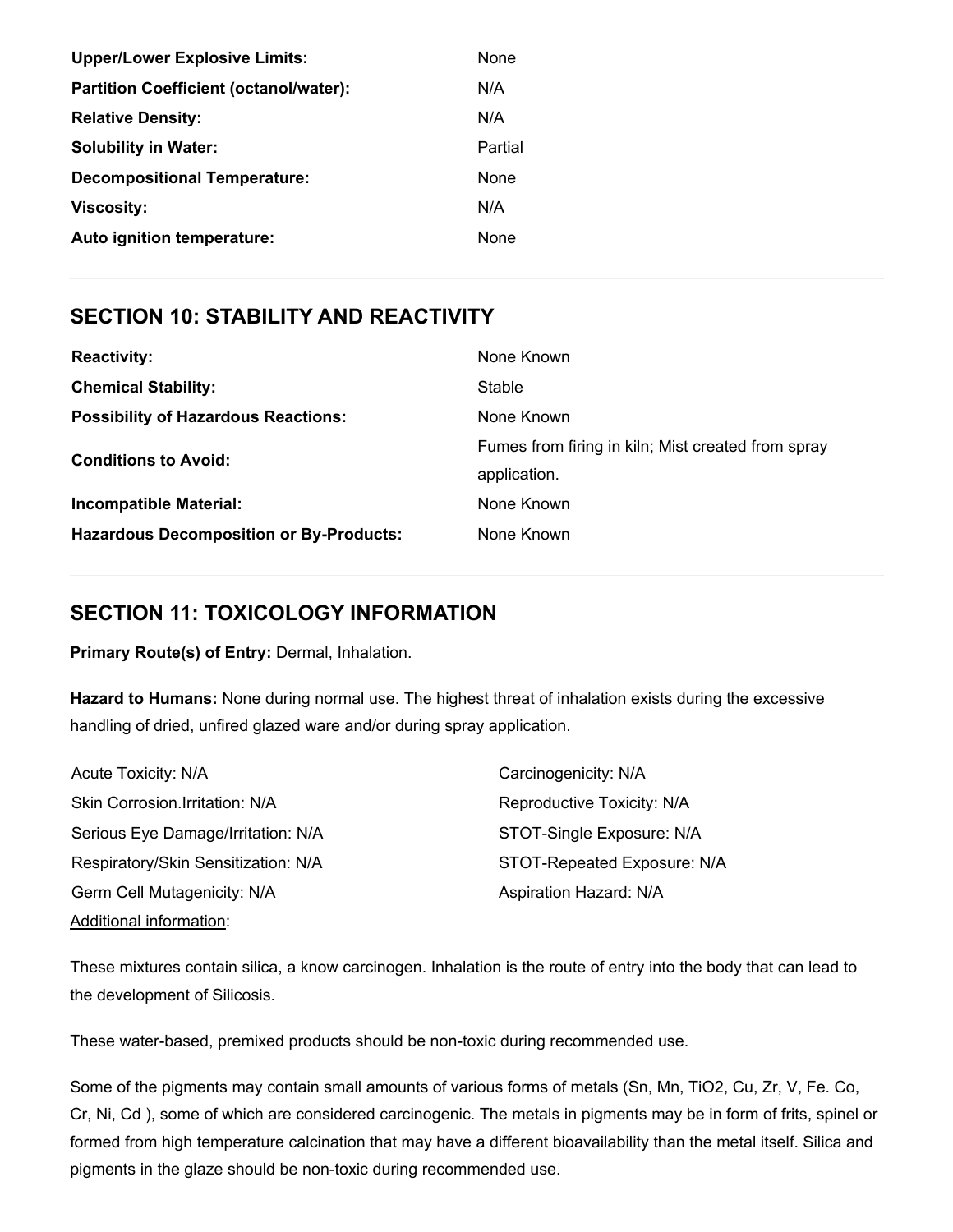| | |
|---|---|
| **Upper/Lower Explosive Limits:** | None |
| **Partition Coefficient (octanol/water):** | N/A |
| **Relative Density:** | N/A |
| **Solubility in Water:** | Partial |
| **Decompositional Temperature:** | None |
| **Viscosity:** | N/A |
| **Auto ignition temperature:** | None |

## SECTION 10: STABILITY AND REACTIVITY

| | |
|---|---|
| **Reactivity:** | None Known |
| **Chemical Stability:** | Stable |
| **Possibility of Hazardous Reactions:** | None Known |
| **Conditions to Avoid:** | Fumes from firing in kiln; Mist created from spray application. |
| **Incompatible Material:** | None Known |
| **Hazardous Decomposition or By-Products:** | None Known |

## SECTION 11: TOXICOLOGY INFORMATION

**Primary Route(s) of Entry:** Dermal, Inhalation.

**Hazard to Humans:** None during normal use. The highest threat of inhalation exists during the excessive handling of dried, unfired glazed ware and/or during spray application.

| | |
|---|---|
| Acute Toxicity: N/A | Carcinogenicity: N/A |
| Skin Corrosion.Irritation: N/A | Reproductive Toxicity: N/A |
| Serious Eye Damage/Irritation: N/A | STOT-Single Exposure: N/A |
| Respiratory/Skin Sensitization: N/A | STOT-Repeated Exposure: N/A |
| Germ Cell Mutagenicity: N/A | Aspiration Hazard: N/A |

Additional information:

These mixtures contain silica, a know carcinogen. Inhalation is the route of entry into the body that can lead to the development of Silicosis.

These water-based, premixed products should be non-toxic during recommended use.

Some of the pigments may contain small amounts of various forms of metals (Sn, Mn, $TiO_2$, Cu, Zr, V, Fe. Co, Cr, Ni, Cd ), some of which are considered carcinogenic. The metals in pigments may be in form of frits, spinel or formed from high temperature calcination that may have a different bioavailability than the metal itself. Silica and pigments in the glaze should be non-toxic during recommended use.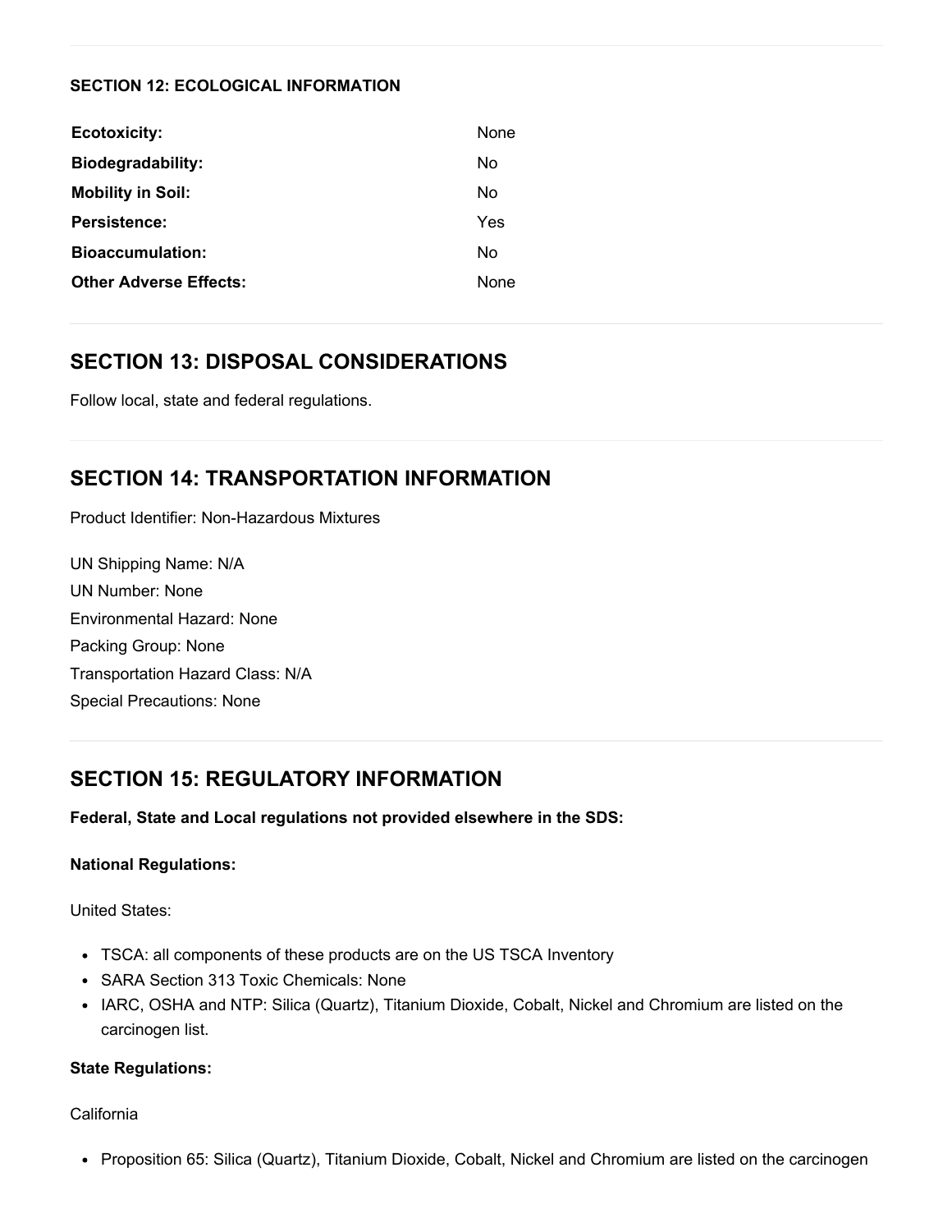**SECTION 12: ECOLOGICAL INFORMATION**

| | |
|---|---|
| **Ecotoxicity:** | None |
| **Biodegradability:** | No |
| **Mobility in Soil:** | No |
| **Persistence:** | Yes |
| **Bioaccumulation:** | No |
| **Other Adverse Effects:** | None |

## SECTION 13: DISPOSAL CONSIDERATIONS

Follow local, state and federal regulations.

## SECTION 14: TRANSPORTATION INFORMATION

Product Identifier: Non-Hazardous Mixtures

UN Shipping Name: N/A
UN Number: None
Environmental Hazard: None
Packing Group: None
Transportation Hazard Class: N/A
Special Precautions: None

## SECTION 15: REGULATORY INFORMATION

**Federal, State and Local regulations not provided elsewhere in the SDS:**

**National Regulations:**

United States:

- TSCA: all components of these products are on the US TSCA Inventory
- SARA Section 313 Toxic Chemicals: None
- IARC, OSHA and NTP: Silica (Quartz), Titanium Dioxide, Cobalt, Nickel and Chromium are listed on the carcinogen list.

**State Regulations:**

California

- Proposition 65: Silica (Quartz), Titanium Dioxide, Cobalt, Nickel and Chromium are listed on the carcinogen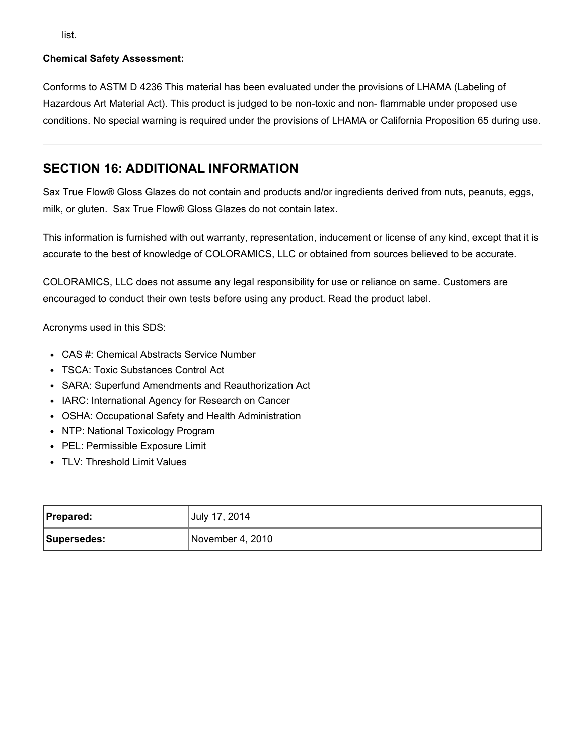list.

**Chemical Safety Assessment:**

Conforms to ASTM D 4236 This material has been evaluated under the provisions of LHAMA (Labeling of Hazardous Art Material Act). This product is judged to be non-toxic and non- flammable under proposed use conditions. No special warning is required under the provisions of LHAMA or California Proposition 65 during use.

---

## SECTION 16: ADDITIONAL INFORMATION

Sax True Flow® Gloss Glazes do not contain and products and/or ingredients derived from nuts, peanuts, eggs, milk, or gluten.  Sax True Flow® Gloss Glazes do not contain latex.

This information is furnished with out warranty, representation, inducement or license of any kind, except that it is accurate to the best of knowledge of COLORAMICS, LLC or obtained from sources believed to be accurate.

COLORAMICS, LLC does not assume any legal responsibility for use or reliance on same. Customers are encouraged to conduct their own tests before using any product. Read the product label.

Acronyms used in this SDS:

- CAS #: Chemical Abstracts Service Number
- TSCA: Toxic Substances Control Act
- SARA: Superfund Amendments and Reauthorization Act
- IARC: International Agency for Research on Cancer
- OSHA: Occupational Safety and Health Administration
- NTP: National Toxicology Program
- PEL: Permissible Exposure Limit
- TLV: Threshold Limit Values

| | | |
|---|---|---|
| **Prepared:** | | July 17, 2014 |
| **Supersedes:** | | November 4, 2010 |